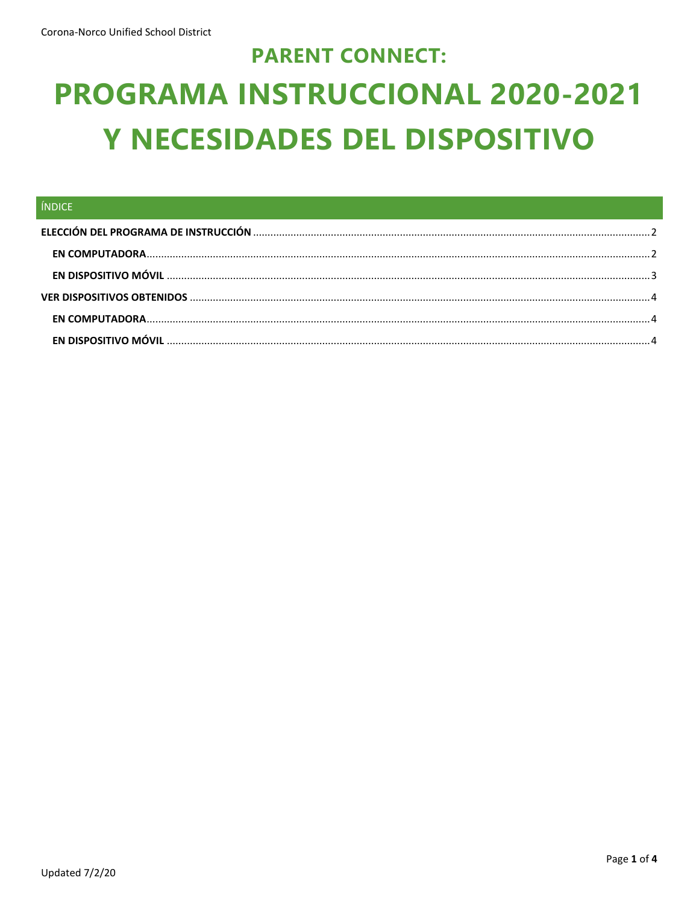# PARENT CONNECT:

# PROGRAMA INSTRUCCIONAL 2020-2021 Y NECESIDADES DEL DISPOSITIVO

## ÍNDICE

**ELECCIÓN DEL PROGRAMA DE INSTRUCCIÓN** ..... 2

- **EN COMPUTADORA** ..... 2
- **EN DISPOSITIVO MÓVIL** ..... 3

**VER DISPOSITIVOS OBTENIDOS** ..... 4

- **EN COMPUTADORA** ..... 4
- **EN DISPOSITIVO MÓVIL** ..... 4

Updated 7/2/20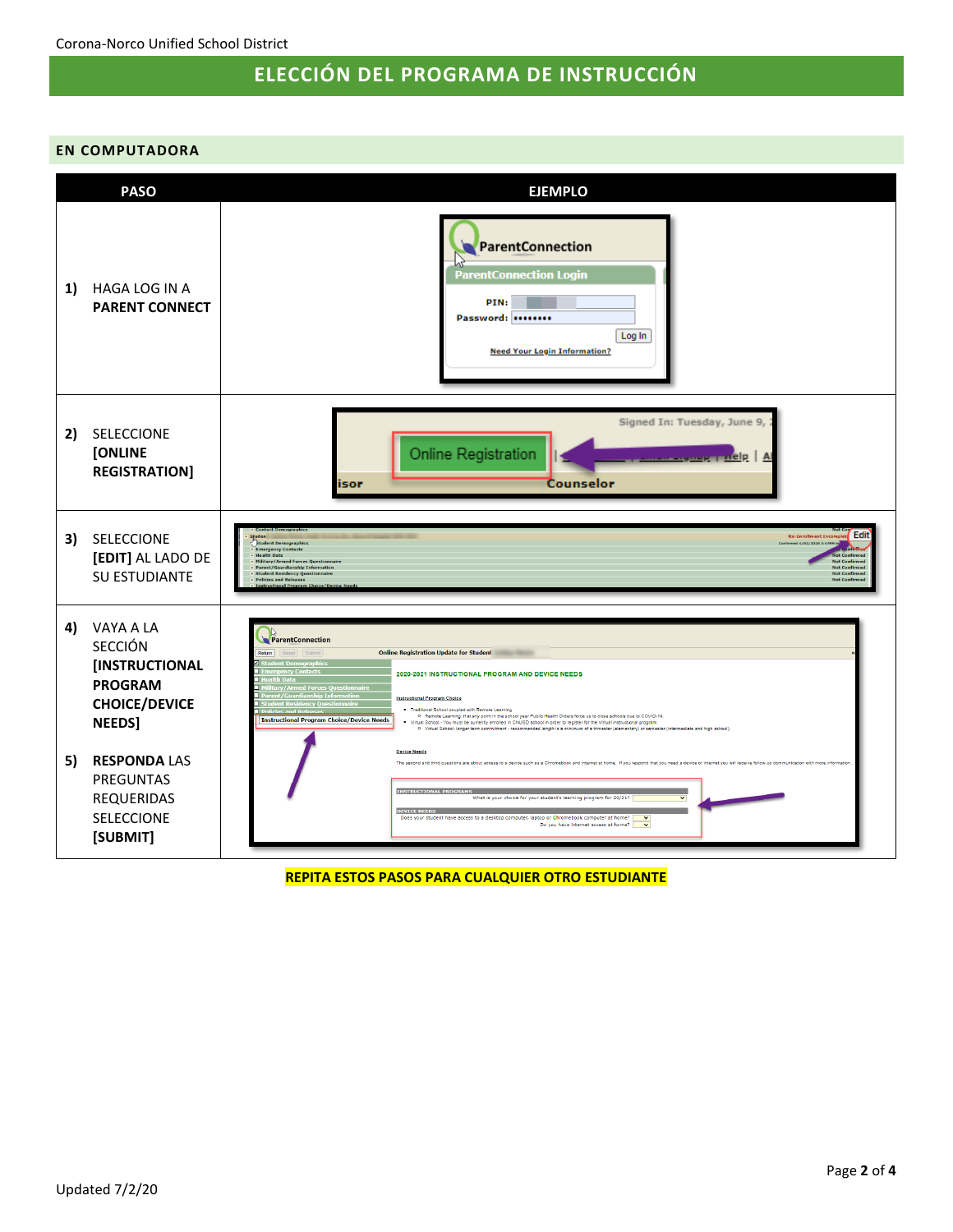# ELECCIÓN DEL PROGRAMA DE INSTRUCCIÓN

## EN COMPUTADORA

| PASO | EJEMPLO |
|---|---|
| 1) HAGA LOG IN A **PARENT CONNECT** | |
| 2) SELECCIONE **[ONLINE REGISTRATION]** | |
| 3) SELECCIONE **[EDIT]** AL LADO DE SU ESTUDIANTE | |
| 4) VAYA A LA SECCIÓN **[INSTRUCTIONAL PROGRAM CHOICE/DEVICE NEEDS]**<br><br>5) **RESPONDA** LAS PREGUNTAS REQUERIDAS SELECCIONE **[SUBMIT]** | |

**REPITA ESTOS PASOS PARA CUALQUIER OTRO ESTUDIANTE**

Updated 7/2/20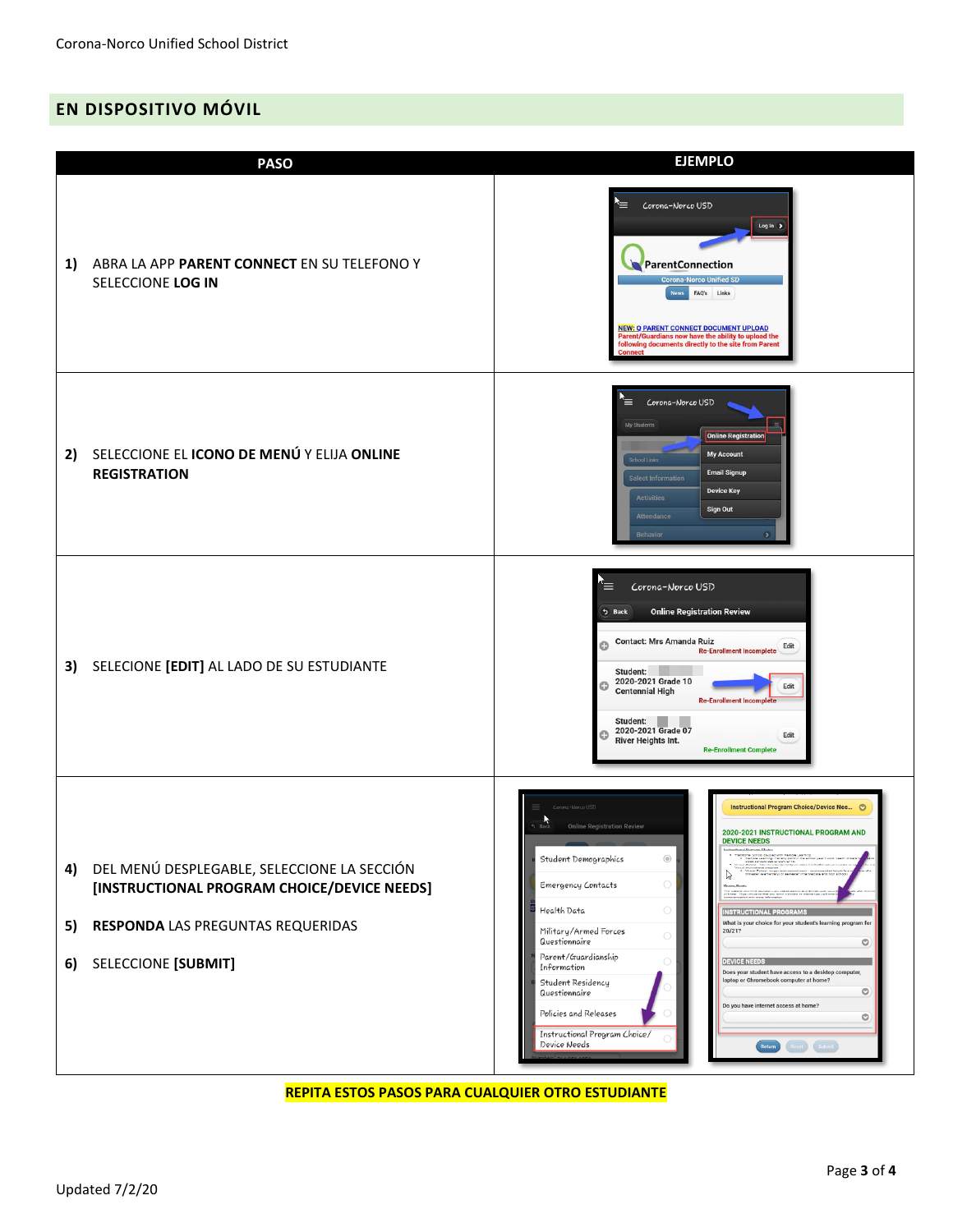## EN DISPOSITIVO MÓVIL

| PASO | EJEMPLO |
|---|---|
| 1) ABRA LA APP **PARENT CONNECT** EN SU TELEFONO Y SELECCIONE **LOG IN** | |
| 2) SELECCIONE EL **ICONO DE MENÚ** Y ELIJA **ONLINE REGISTRATION** | |
| 3) SELECIONE **[EDIT]** AL LADO DE SU ESTUDIANTE | |
| 4) DEL MENÚ DESPLEGABLE, SELECCIONE LA SECCIÓN **[INSTRUCTIONAL PROGRAM CHOICE/DEVICE NEEDS]**<br><br>5) **RESPONDA** LAS PREGUNTAS REQUERIDAS<br><br>6) SELECCIONE **[SUBMIT]** | |

**REPITA ESTOS PASOS PARA CUALQUIER OTRO ESTUDIANTE**

Updated 7/2/20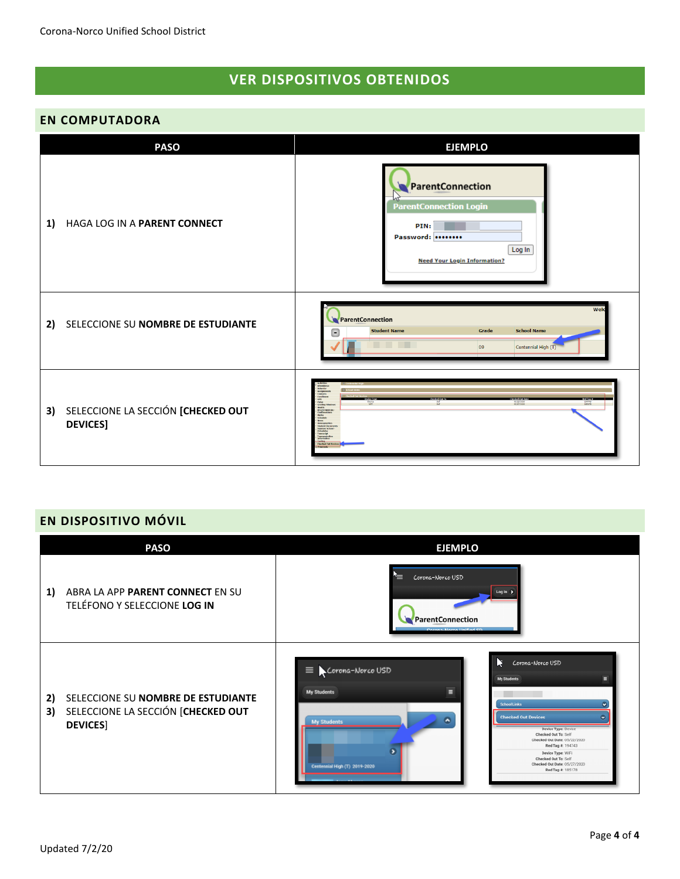# VER DISPOSITIVOS OBTENIDOS

## EN COMPUTADORA

| PASO | EJEMPLO |
|---|---|
| 1) HAGA LOG IN A **PARENT CONNECT** | |
| 2) SELECCIONE SU **NOMBRE DE ESTUDIANTE** | |
| 3) SELECCIONE LA SECCIÓN **[CHECKED OUT DEVICES]** | |

## EN DISPOSITIVO MÓVIL

| PASO | EJEMPLO |
|---|---|
| 1) ABRA LA APP **PARENT CONNECT** EN SU TELÉFONO Y SELECCIONE **LOG IN** | |
| 2) SELECCIONE SU **NOMBRE DE ESTUDIANTE**<br>3) SELECCIONE LA SECCIÓN [**CHECKED OUT DEVICES**] | |

Updated 7/2/20